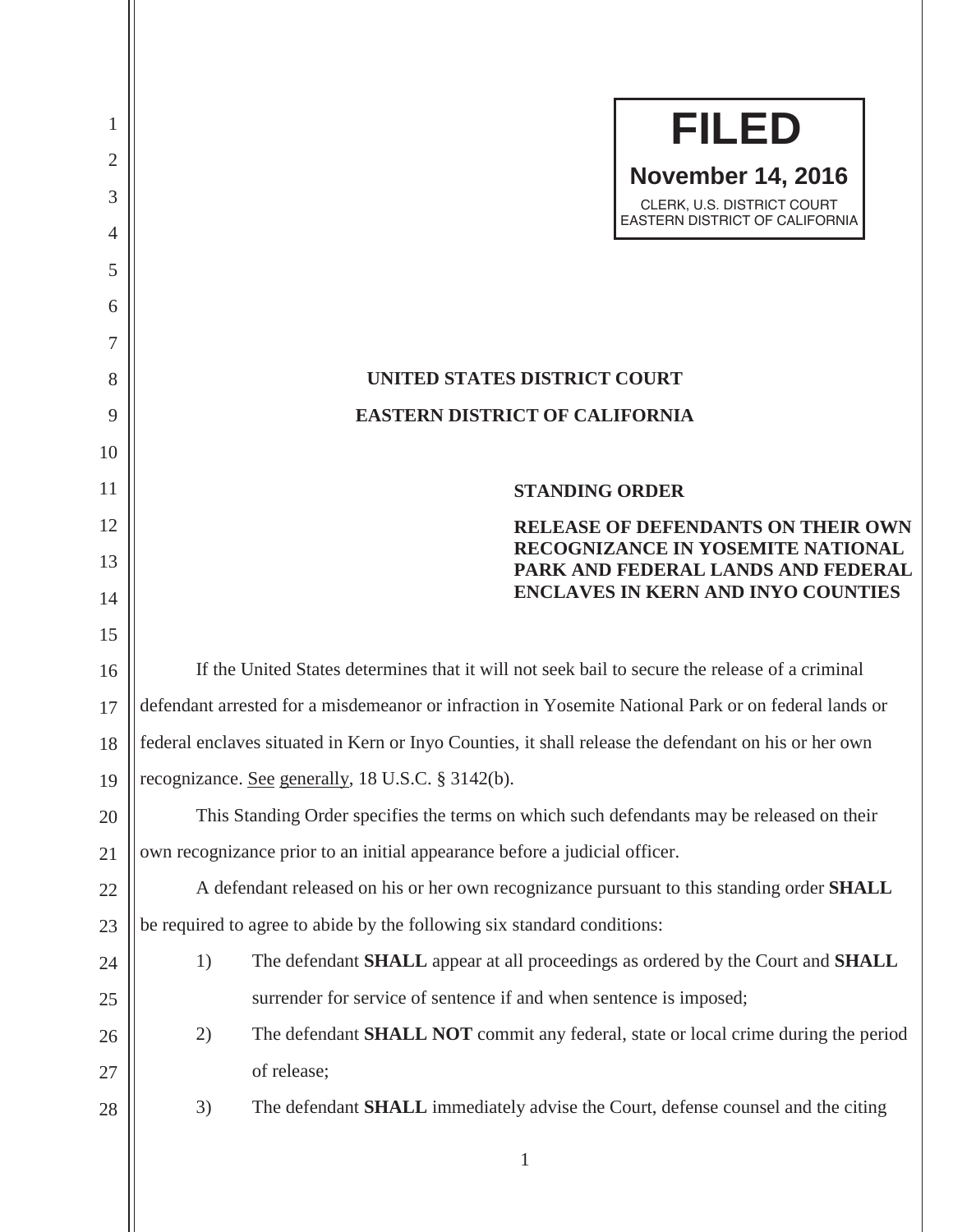**FILED**

**November 14, 2016**

CLERK, U.S. DISTRICT COURT
EASTERN DISTRICT OF CALIFORNIA

**UNITED STATES DISTRICT COURT**

**EASTERN DISTRICT OF CALIFORNIA**

**STANDING ORDER**

**RELEASE OF DEFENDANTS ON THEIR OWN RECOGNIZANCE IN YOSEMITE NATIONAL PARK AND FEDERAL LANDS AND FEDERAL ENCLAVES IN KERN AND INYO COUNTIES**

If the United States determines that it will not seek bail to secure the release of a criminal defendant arrested for a misdemeanor or infraction in Yosemite National Park or on federal lands or federal enclaves situated in Kern or Inyo Counties, it shall release the defendant on his or her own recognizance. See generally, 18 U.S.C. § 3142(b).

This Standing Order specifies the terms on which such defendants may be released on their own recognizance prior to an initial appearance before a judicial officer.

A defendant released on his or her own recognizance pursuant to this standing order **SHALL** be required to agree to abide by the following six standard conditions:

1) The defendant **SHALL** appear at all proceedings as ordered by the Court and **SHALL** surrender for service of sentence if and when sentence is imposed;

2) The defendant **SHALL NOT** commit any federal, state or local crime during the period of release;

3) The defendant **SHALL** immediately advise the Court, defense counsel and the citing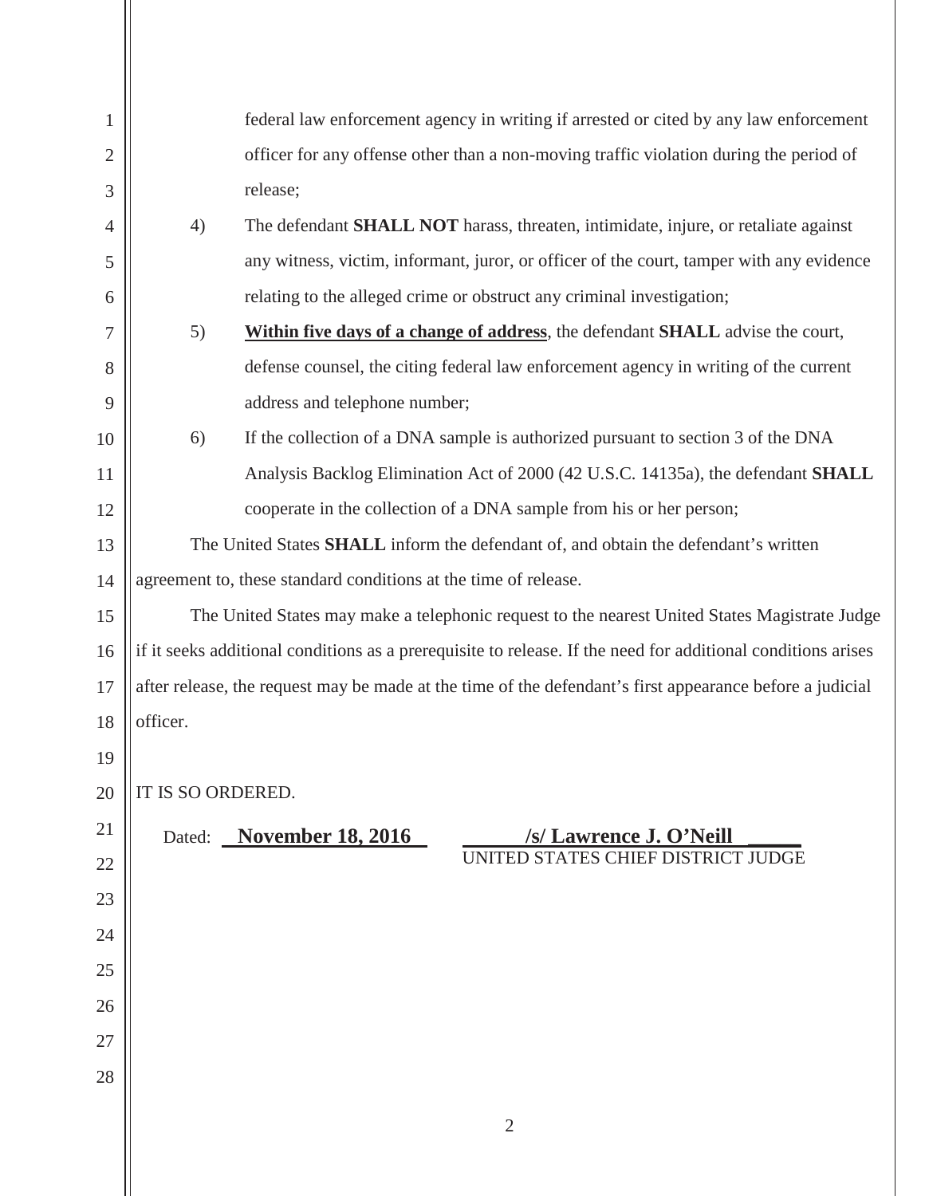federal law enforcement agency in writing if arrested or cited by any law enforcement officer for any offense other than a non-moving traffic violation during the period of release;

4) The defendant **SHALL NOT** harass, threaten, intimidate, injure, or retaliate against any witness, victim, informant, juror, or officer of the court, tamper with any evidence relating to the alleged crime or obstruct any criminal investigation;

5) **Within five days of a change of address**, the defendant **SHALL** advise the court, defense counsel, the citing federal law enforcement agency in writing of the current address and telephone number;

6) If the collection of a DNA sample is authorized pursuant to section 3 of the DNA Analysis Backlog Elimination Act of 2000 (42 U.S.C. 14135a), the defendant **SHALL** cooperate in the collection of a DNA sample from his or her person;

The United States **SHALL** inform the defendant of, and obtain the defendant's written agreement to, these standard conditions at the time of release.

The United States may make a telephonic request to the nearest United States Magistrate Judge if it seeks additional conditions as a prerequisite to release. If the need for additional conditions arises after release, the request may be made at the time of the defendant's first appearance before a judicial officer.

IT IS SO ORDERED.

Dated: **November 18, 2016**

**/s/ Lawrence J. O'Neill**
UNITED STATES CHIEF DISTRICT JUDGE